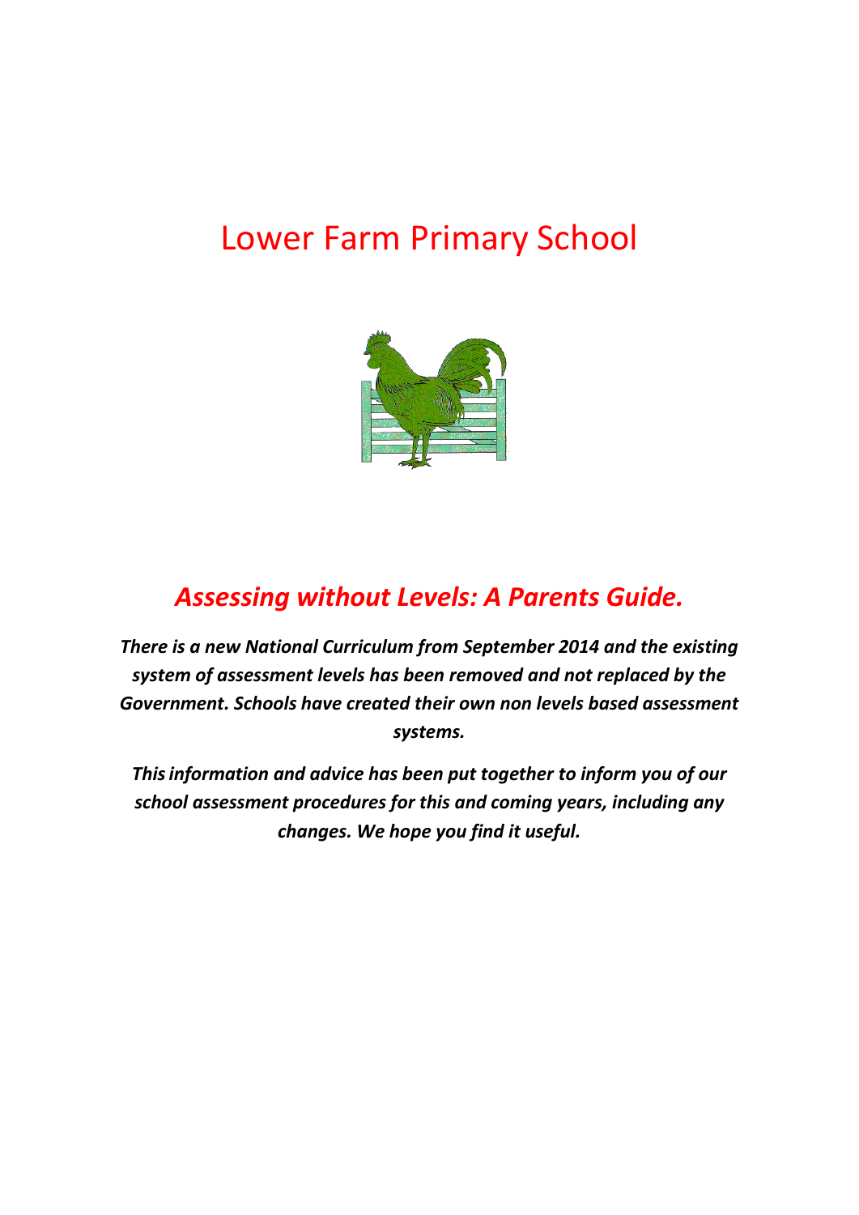# Lower Farm Primary School

## *Assessing without Levels: A Parents Guide.*

***There is a new National Curriculum from September 2014 and the existing system of assessment levels has been removed and not replaced by the Government. Schools have created their own non levels based assessment systems.***

***This information and advice has been put together to inform you of our school assessment procedures for this and coming years, including any changes. We hope you find it useful.***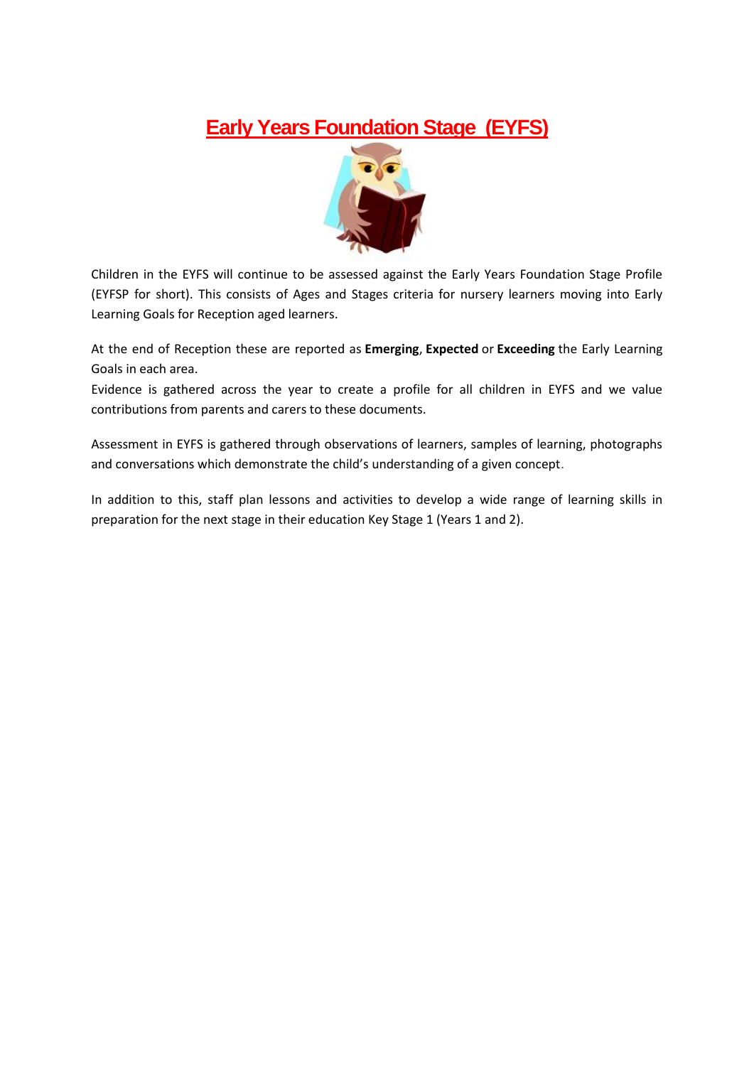# Early Years Foundation Stage (EYFS)

Children in the EYFS will continue to be assessed against the Early Years Foundation Stage Profile (EYFSP for short). This consists of Ages and Stages criteria for nursery learners moving into Early Learning Goals for Reception aged learners.

At the end of Reception these are reported as **Emerging**, **Expected** or **Exceeding** the Early Learning Goals in each area.

Evidence is gathered across the year to create a profile for all children in EYFS and we value contributions from parents and carers to these documents.

Assessment in EYFS is gathered through observations of learners, samples of learning, photographs and conversations which demonstrate the child's understanding of a given concept.

In addition to this, staff plan lessons and activities to develop a wide range of learning skills in preparation for the next stage in their education Key Stage 1 (Years 1 and 2).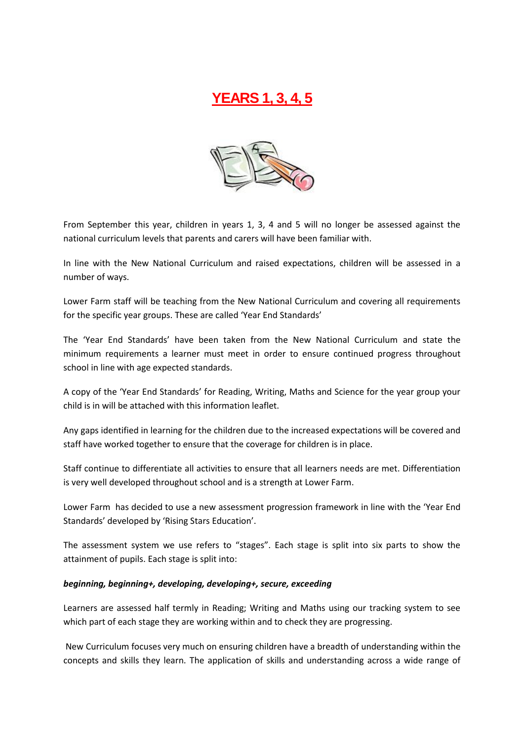# YEARS 1, 3, 4, 5

From September this year, children in years 1, 3, 4 and 5 will no longer be assessed against the national curriculum levels that parents and carers will have been familiar with.

In line with the New National Curriculum and raised expectations, children will be assessed in a number of ways.

Lower Farm staff will be teaching from the New National Curriculum and covering all requirements for the specific year groups. These are called 'Year End Standards'

The 'Year End Standards' have been taken from the New National Curriculum and state the minimum requirements a learner must meet in order to ensure continued progress throughout school in line with age expected standards.

A copy of the 'Year End Standards' for Reading, Writing, Maths and Science for the year group your child is in will be attached with this information leaflet.

Any gaps identified in learning for the children due to the increased expectations will be covered and staff have worked together to ensure that the coverage for children is in place.

Staff continue to differentiate all activities to ensure that all learners needs are met. Differentiation is very well developed throughout school and is a strength at Lower Farm.

Lower Farm has decided to use a new assessment progression framework in line with the 'Year End Standards' developed by 'Rising Stars Education'.

The assessment system we use refers to "stages". Each stage is split into six parts to show the attainment of pupils. Each stage is split into:

***beginning, beginning+, developing, developing+, secure, exceeding***

Learners are assessed half termly in Reading; Writing and Maths using our tracking system to see which part of each stage they are working within and to check they are progressing.

New Curriculum focuses very much on ensuring children have a breadth of understanding within the concepts and skills they learn. The application of skills and understanding across a wide range of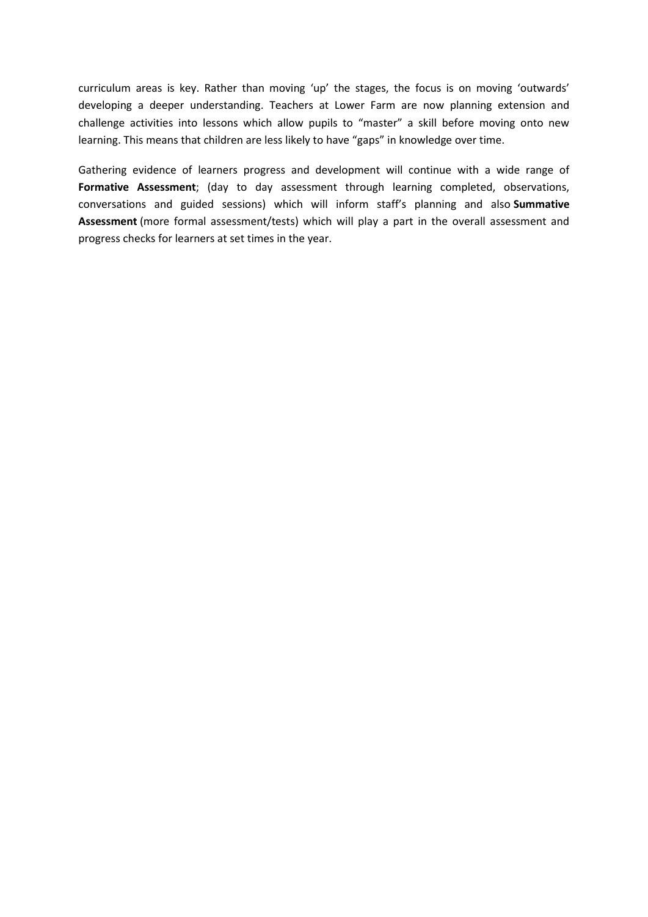curriculum areas is key. Rather than moving 'up' the stages, the focus is on moving 'outwards' developing a deeper understanding. Teachers at Lower Farm are now planning extension and challenge activities into lessons which allow pupils to "master" a skill before moving onto new learning. This means that children are less likely to have "gaps" in knowledge over time.

Gathering evidence of learners progress and development will continue with a wide range of **Formative Assessment**; (day to day assessment through learning completed, observations, conversations and guided sessions) which will inform staff's planning and also **Summative Assessment** (more formal assessment/tests) which will play a part in the overall assessment and progress checks for learners at set times in the year.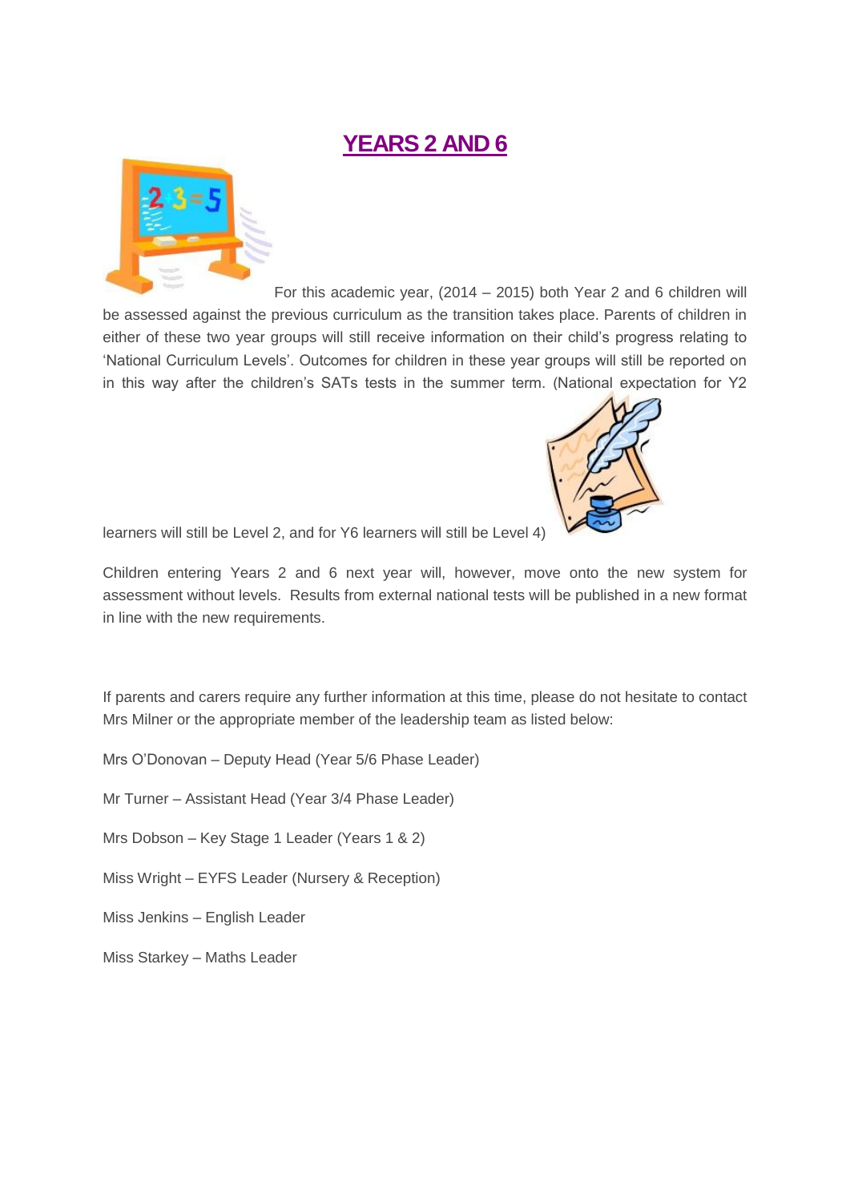## YEARS 2 AND 6

For this academic year, (2014 – 2015) both Year 2 and 6 children will be assessed against the previous curriculum as the transition takes place. Parents of children in either of these two year groups will still receive information on their child's progress relating to 'National Curriculum Levels'. Outcomes for children in these year groups will still be reported on in this way after the children's SATs tests in the summer term. (National expectation for Y2 learners will still be Level 2, and for Y6 learners will still be Level 4)

Children entering Years 2 and 6 next year will, however, move onto the new system for assessment without levels. Results from external national tests will be published in a new format in line with the new requirements.

If parents and carers require any further information at this time, please do not hesitate to contact Mrs Milner or the appropriate member of the leadership team as listed below:

Mrs O'Donovan – Deputy Head (Year 5/6 Phase Leader)

Mr Turner – Assistant Head (Year 3/4 Phase Leader)

Mrs Dobson – Key Stage 1 Leader (Years 1 & 2)

Miss Wright – EYFS Leader (Nursery & Reception)

Miss Jenkins – English Leader

Miss Starkey – Maths Leader